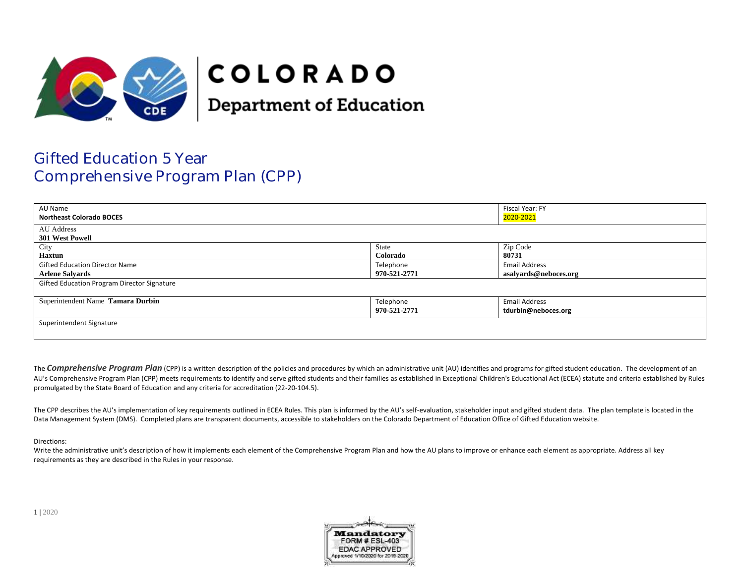# COLORADO Department of Education

# Gifted Education 5 Year Comprehensive Program Plan (CPP)

| AU Name **Northeast Colorado BOCES** | | Fiscal Year: FY **2020-2021** |
|---|---|---|
| AU Address **301 West Powell** | | |
| City **Haxtun** | State **Colorado** | Zip Code **80731** |
| Gifted Education Director Name **Arlene Salyards** | Telephone **970-521-2771** | Email Address **asalyards@neboces.org** |
| Gifted Education Program Director Signature | | |
| Superintendent Name **Tamara Durbin** | Telephone **970-521-2771** | Email Address **tdurbin@neboces.org** |
| Superintendent Signature | | |

The ***Comprehensive Program Plan*** (CPP) is a written description of the policies and procedures by which an administrative unit (AU) identifies and programs for gifted student education. The development of an AU's Comprehensive Program Plan (CPP) meets requirements to identify and serve gifted students and their families as established in Exceptional Children's Educational Act (ECEA) statute and criteria established by Rules promulgated by the State Board of Education and any criteria for accreditation (22-20-104.5).

The CPP describes the AU's implementation of key requirements outlined in ECEA Rules. This plan is informed by the AU's self-evaluation, stakeholder input and gifted student data. The plan template is located in the Data Management System (DMS). Completed plans are transparent documents, accessible to stakeholders on the Colorado Department of Education Office of Gifted Education website.

Directions:
Write the administrative unit's description of how it implements each element of the Comprehensive Program Plan and how the AU plans to improve or enhance each element as appropriate. Address all key requirements as they are described in the Rules in your response.

Mandatory FORM # ESL-403 EDAC APPROVED Approved 1/10/2020 for 2019-2020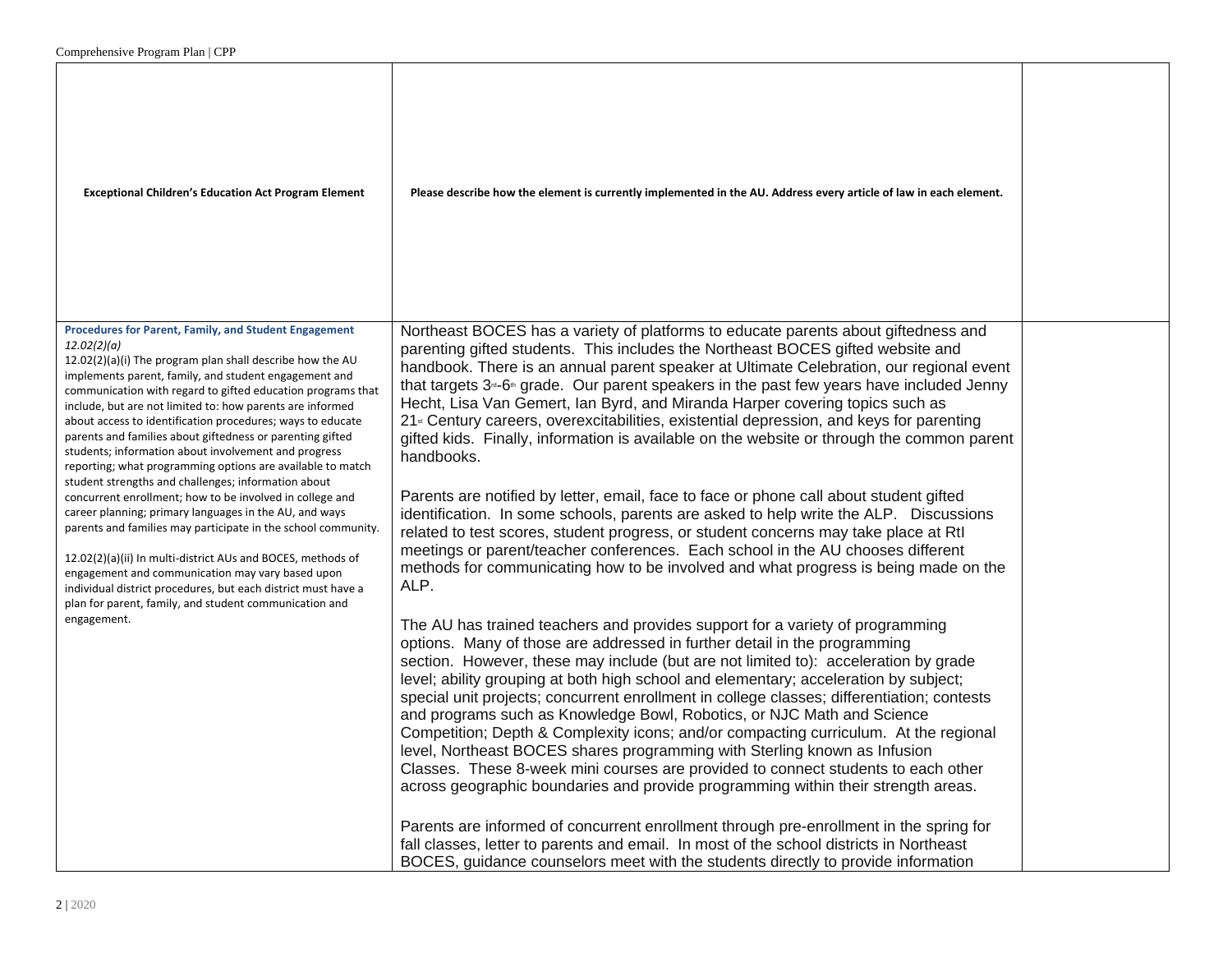| Exceptional Children's Education Act Program Element | Please describe how the element is currently implemented in the AU. Address every article of law in each element. | |
|---|---|---|
| **Procedures for Parent, Family, and Student Engagement**<br>*12.02(2)(a)*<br>12.02(2)(a)(i) The program plan shall describe how the AU implements parent, family, and student engagement and communication with regard to gifted education programs that include, but are not limited to: how parents are informed about access to identification procedures; ways to educate parents and families about giftedness or parenting gifted students; information about involvement and progress reporting; what programming options are available to match student strengths and challenges; information about concurrent enrollment; how to be involved in college and career planning; primary languages in the AU, and ways parents and families may participate in the school community.<br><br>12.02(2)(a)(ii) In multi-district AUs and BOCES, methods of engagement and communication may vary based upon individual district procedures, but each district must have a plan for parent, family, and student communication and engagement. | Northeast BOCES has a variety of platforms to educate parents about giftedness and parenting gifted students. This includes the Northeast BOCES gifted website and handbook. There is an annual parent speaker at Ultimate Celebration, our regional event that targets 3rd-6th grade. Our parent speakers in the past few years have included Jenny Hecht, Lisa Van Gemert, Ian Byrd, and Miranda Harper covering topics such as 21st Century careers, overexcitabilities, existential depression, and keys for parenting gifted kids. Finally, information is available on the website or through the common parent handbooks.<br><br>Parents are notified by letter, email, face to face or phone call about student gifted identification. In some schools, parents are asked to help write the ALP. Discussions related to test scores, student progress, or student concerns may take place at RtI meetings or parent/teacher conferences. Each school in the AU chooses different methods for communicating how to be involved and what progress is being made on the ALP.<br><br>The AU has trained teachers and provides support for a variety of programming options. Many of those are addressed in further detail in the programming section. However, these may include (but are not limited to): acceleration by grade level; ability grouping at both high school and elementary; acceleration by subject; special unit projects; concurrent enrollment in college classes; differentiation; contests and programs such as Knowledge Bowl, Robotics, or NJC Math and Science Competition; Depth & Complexity icons; and/or compacting curriculum. At the regional level, Northeast BOCES shares programming with Sterling known as Infusion Classes. These 8-week mini courses are provided to connect students to each other across geographic boundaries and provide programming within their strength areas.<br><br>Parents are informed of concurrent enrollment through pre-enrollment in the spring for fall classes, letter to parents and email. In most of the school districts in Northeast BOCES, guidance counselors meet with the students directly to provide information | |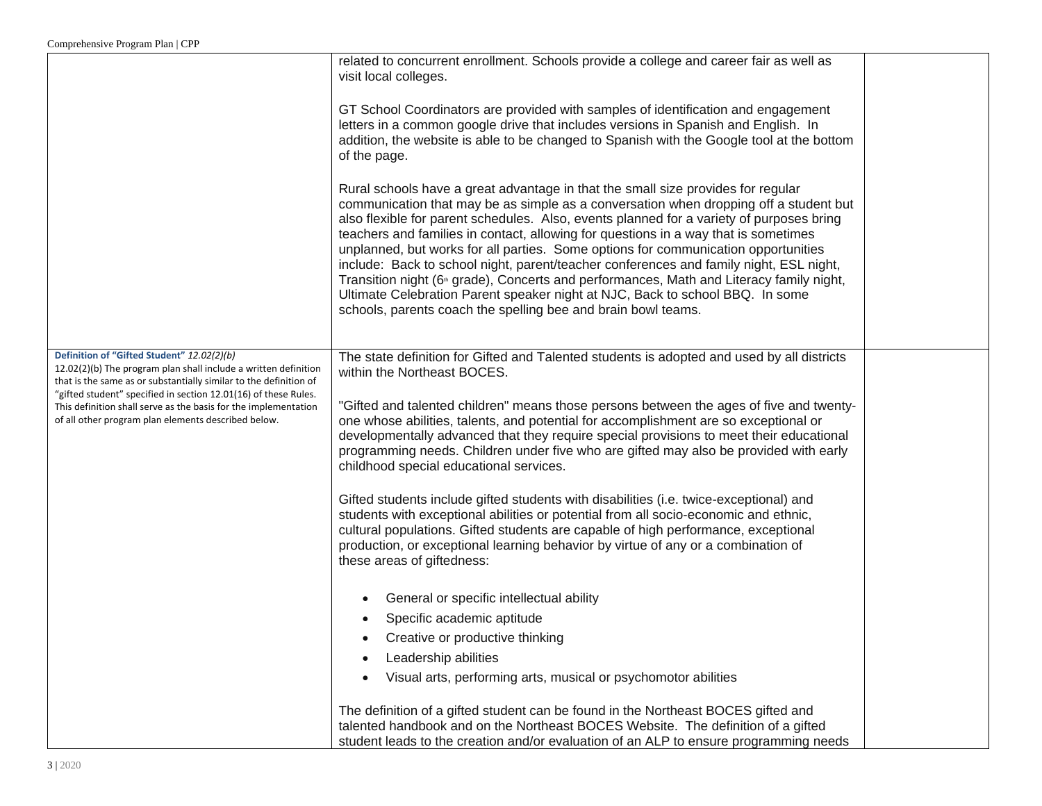| | | |
|---|---|---|
| | related to concurrent enrollment. Schools provide a college and career fair as well as visit local colleges.<br><br>GT School Coordinators are provided with samples of identification and engagement letters in a common google drive that includes versions in Spanish and English. In addition, the website is able to be changed to Spanish with the Google tool at the bottom of the page.<br><br>Rural schools have a great advantage in that the small size provides for regular communication that may be as simple as a conversation when dropping off a student but also flexible for parent schedules. Also, events planned for a variety of purposes bring teachers and families in contact, allowing for questions in a way that is sometimes unplanned, but works for all parties. Some options for communication opportunities include: Back to school night, parent/teacher conferences and family night, ESL night, Transition night (6th grade), Concerts and performances, Math and Literacy family night, Ultimate Celebration Parent speaker night at NJC, Back to school BBQ. In some schools, parents coach the spelling bee and brain bowl teams. | |
| **Definition of "Gifted Student"** *12.02(2)(b)*<br>12.02(2)(b) The program plan shall include a written definition that is the same as or substantially similar to the definition of "gifted student" specified in section 12.01(16) of these Rules. This definition shall serve as the basis for the implementation of all other program plan elements described below. | The state definition for Gifted and Talented students is adopted and used by all districts within the Northeast BOCES.<br><br>"Gifted and talented children" means those persons between the ages of five and twenty-one whose abilities, talents, and potential for accomplishment are so exceptional or developmentally advanced that they require special provisions to meet their educational programming needs. Children under five who are gifted may also be provided with early childhood special educational services.<br><br>Gifted students include gifted students with disabilities (i.e. twice-exceptional) and students with exceptional abilities or potential from all socio-economic and ethnic, cultural populations. Gifted students are capable of high performance, exceptional production, or exceptional learning behavior by virtue of any or a combination of these areas of giftedness:<br><br>• General or specific intellectual ability<br>• Specific academic aptitude<br>• Creative or productive thinking<br>• Leadership abilities<br>• Visual arts, performing arts, musical or psychomotor abilities<br><br>The definition of a gifted student can be found in the Northeast BOCES gifted and talented handbook and on the Northeast BOCES Website. The definition of a gifted student leads to the creation and/or evaluation of an ALP to ensure programming needs | |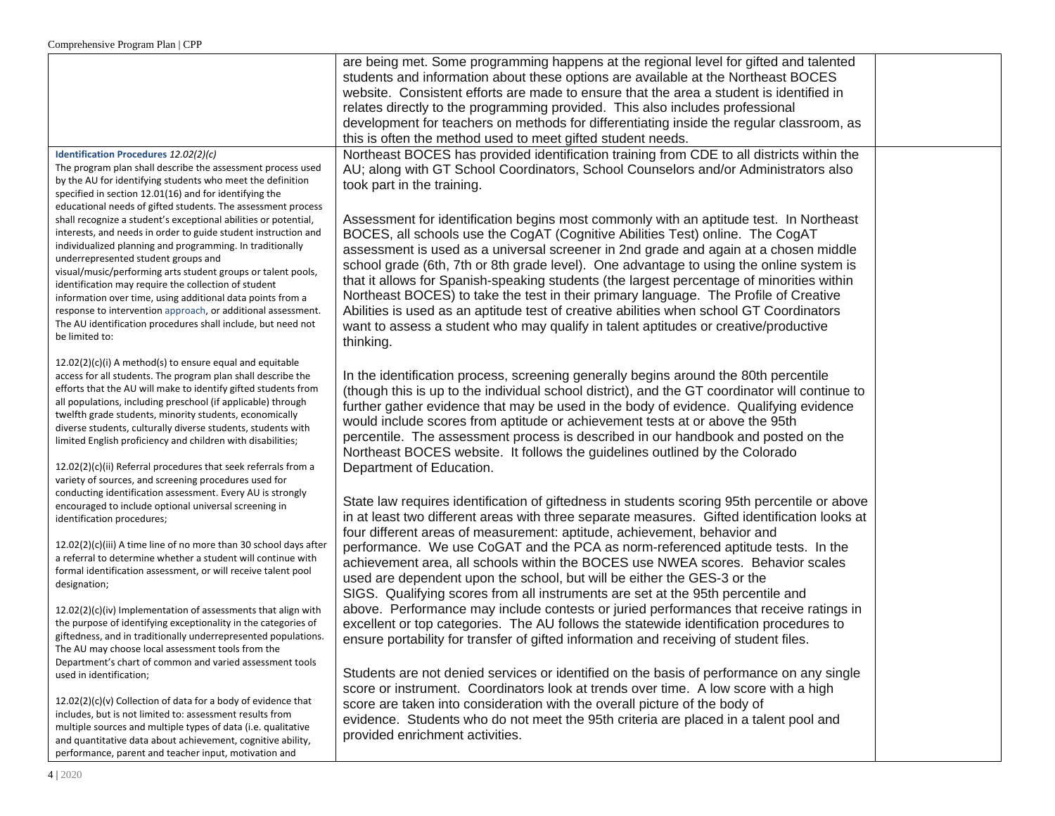| | | |
|---|---|---|
| | are being met. Some programming happens at the regional level for gifted and talented students and information about these options are available at the Northeast BOCES website. Consistent efforts are made to ensure that the area a student is identified in relates directly to the programming provided. This also includes professional development for teachers on methods for differentiating inside the regular classroom, as this is often the method used to meet gifted student needs. | |
| **Identification Procedures** *12.02(2)(c)*<br>The program plan shall describe the assessment process used by the AU for identifying students who meet the definition specified in section 12.01(16) and for identifying the educational needs of gifted students. The assessment process shall recognize a student's exceptional abilities or potential, interests, and needs in order to guide student instruction and individualized planning and programming. In traditionally underrepresented student groups and visual/music/performing arts student groups or talent pools, identification may require the collection of student information over time, using additional data points from a response to intervention approach, or additional assessment. The AU identification procedures shall include, but need not be limited to:<br><br>12.02(2)(c)(i) A method(s) to ensure equal and equitable access for all students. The program plan shall describe the efforts that the AU will make to identify gifted students from all populations, including preschool (if applicable) through twelfth grade students, minority students, economically diverse students, culturally diverse students, students with limited English proficiency and children with disabilities;<br><br>12.02(2)(c)(ii) Referral procedures that seek referrals from a variety of sources, and screening procedures used for conducting identification assessment. Every AU is strongly encouraged to include optional universal screening in identification procedures;<br><br>12.02(2)(c)(iii) A time line of no more than 30 school days after a referral to determine whether a student will continue with formal identification assessment, or will receive talent pool designation;<br><br>12.02(2)(c)(iv) Implementation of assessments that align with the purpose of identifying exceptionality in the categories of giftedness, and in traditionally underrepresented populations. The AU may choose local assessment tools from the Department's chart of common and varied assessment tools used in identification;<br><br>12.02(2)(c)(v) Collection of data for a body of evidence that includes, but is not limited to: assessment results from multiple sources and multiple types of data (i.e. qualitative and quantitative data about achievement, cognitive ability, performance, parent and teacher input, motivation and | Northeast BOCES has provided identification training from CDE to all districts within the AU; along with GT School Coordinators, School Counselors and/or Administrators also took part in the training.<br><br>Assessment for identification begins most commonly with an aptitude test. In Northeast BOCES, all schools use the CogAT (Cognitive Abilities Test) online. The CogAT assessment is used as a universal screener in 2nd grade and again at a chosen middle school grade (6th, 7th or 8th grade level). One advantage to using the online system is that it allows for Spanish-speaking students (the largest percentage of minorities within Northeast BOCES) to take the test in their primary language. The Profile of Creative Abilities is used as an aptitude test of creative abilities when school GT Coordinators want to assess a student who may qualify in talent aptitudes or creative/productive thinking.<br><br>In the identification process, screening generally begins around the 80th percentile (though this is up to the individual school district), and the GT coordinator will continue to further gather evidence that may be used in the body of evidence. Qualifying evidence would include scores from aptitude or achievement tests at or above the 95th percentile. The assessment process is described in our handbook and posted on the Northeast BOCES website. It follows the guidelines outlined by the Colorado Department of Education.<br><br>State law requires identification of giftedness in students scoring 95th percentile or above in at least two different areas with three separate measures. Gifted identification looks at four different areas of measurement: aptitude, achievement, behavior and performance. We use CoGAT and the PCA as norm-referenced aptitude tests. In the achievement area, all schools within the BOCES use NWEA scores. Behavior scales used are dependent upon the school, but will be either the GES-3 or the SIGS. Qualifying scores from all instruments are set at the 95th percentile and above. Performance may include contests or juried performances that receive ratings in excellent or top categories. The AU follows the statewide identification procedures to ensure portability for transfer of gifted information and receiving of student files.<br><br>Students are not denied services or identified on the basis of performance on any single score or instrument. Coordinators look at trends over time. A low score with a high score are taken into consideration with the overall picture of the body of evidence. Students who do not meet the 95th criteria are placed in a talent pool and provided enrichment activities. | |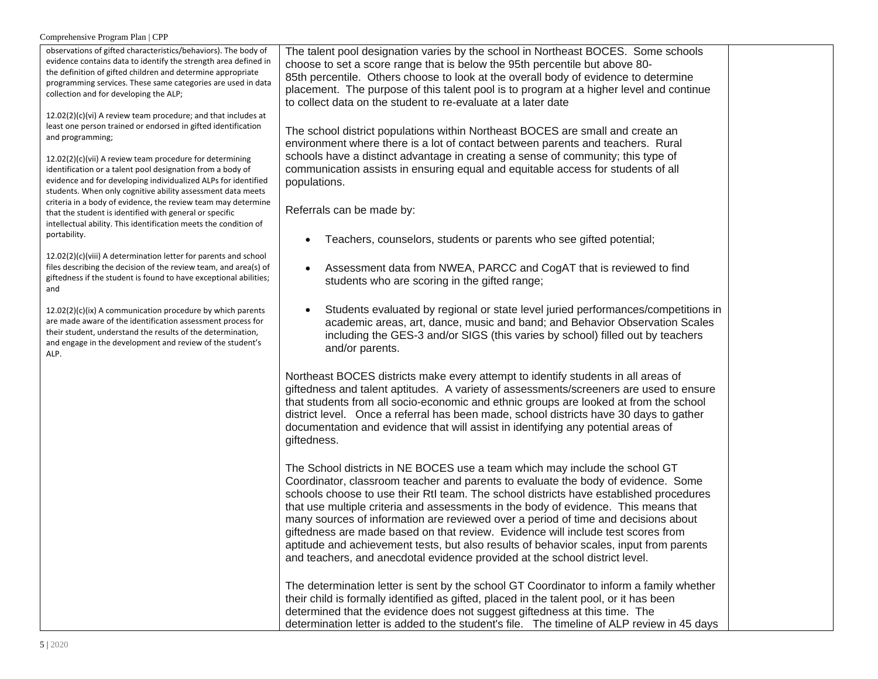| | | |
|---|---|---|
| observations of gifted characteristics/behaviors). The body of evidence contains data to identify the strength area defined in the definition of gifted children and determine appropriate programming services. These same categories are used in data collection and for developing the ALP;<br><br>12.02(2)(c)(vi) A review team procedure; and that includes at least one person trained or endorsed in gifted identification and programming;<br><br>12.02(2)(c)(vii) A review team procedure for determining identification or a talent pool designation from a body of evidence and for developing individualized ALPs for identified students. When only cognitive ability assessment data meets criteria in a body of evidence, the review team may determine that the student is identified with general or specific intellectual ability. This identification meets the condition of portability.<br><br>12.02(2)(c)(viii) A determination letter for parents and school files describing the decision of the review team, and area(s) of giftedness if the student is found to have exceptional abilities; and<br><br>12.02(2)(c)(ix) A communication procedure by which parents are made aware of the identification assessment process for their student, understand the results of the determination, and engage in the development and review of the student's ALP. | The talent pool designation varies by the school in Northeast BOCES. Some schools choose to set a score range that is below the 95th percentile but above 80-85th percentile. Others choose to look at the overall body of evidence to determine placement. The purpose of this talent pool is to program at a higher level and continue to collect data on the student to re-evaluate at a later date<br><br>The school district populations within Northeast BOCES are small and create an environment where there is a lot of contact between parents and teachers. Rural schools have a distinct advantage in creating a sense of community; this type of communication assists in ensuring equal and equitable access for students of all populations.<br><br>Referrals can be made by:<br><br>• Teachers, counselors, students or parents who see gifted potential;<br><br>• Assessment data from NWEA, PARCC and CogAT that is reviewed to find students who are scoring in the gifted range;<br><br>• Students evaluated by regional or state level juried performances/competitions in academic areas, art, dance, music and band; and Behavior Observation Scales including the GES-3 and/or SIGS (this varies by school) filled out by teachers and/or parents.<br><br>Northeast BOCES districts make every attempt to identify students in all areas of giftedness and talent aptitudes. A variety of assessments/screeners are used to ensure that students from all socio-economic and ethnic groups are looked at from the school district level. Once a referral has been made, school districts have 30 days to gather documentation and evidence that will assist in identifying any potential areas of giftedness.<br><br>The School districts in NE BOCES use a team which may include the school GT Coordinator, classroom teacher and parents to evaluate the body of evidence. Some schools choose to use their RtI team. The school districts have established procedures that use multiple criteria and assessments in the body of evidence. This means that many sources of information are reviewed over a period of time and decisions about giftedness are made based on that review. Evidence will include test scores from aptitude and achievement tests, but also results of behavior scales, input from parents and teachers, and anecdotal evidence provided at the school district level.<br><br>The determination letter is sent by the school GT Coordinator to inform a family whether their child is formally identified as gifted, placed in the talent pool, or it has been determined that the evidence does not suggest giftedness at this time. The determination letter is added to the student's file. The timeline of ALP review in 45 days | |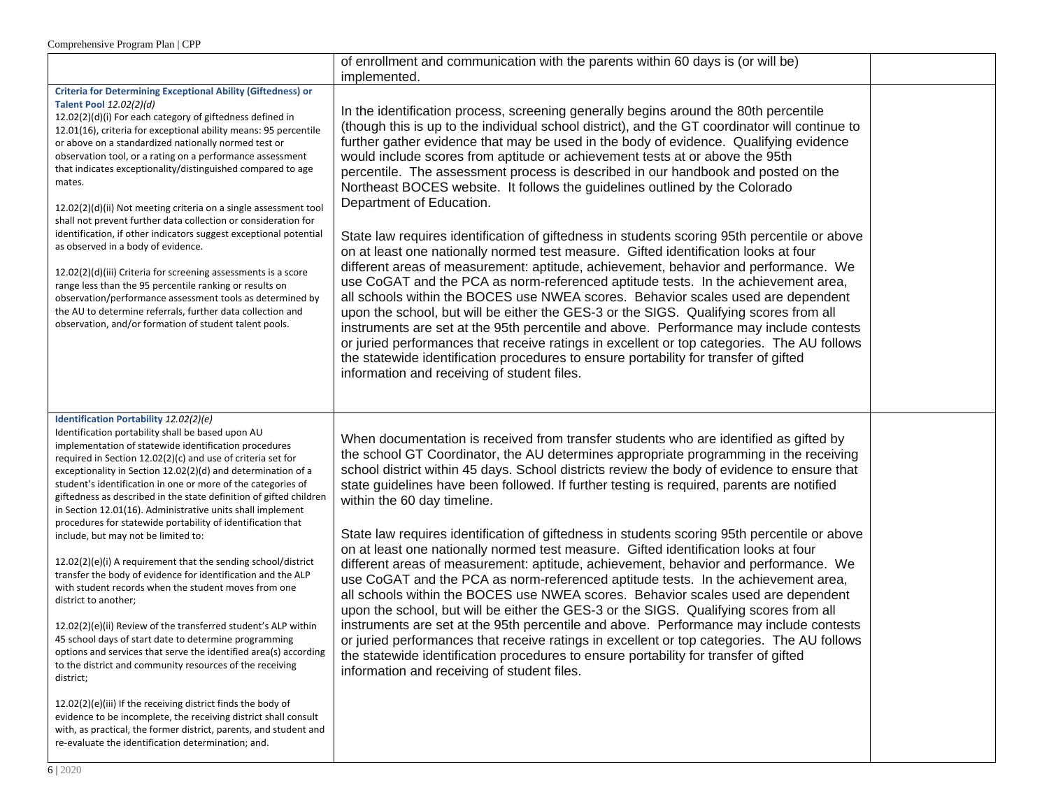| | | |
|---|---|---|
| | of enrollment and communication with the parents within 60 days is (or will be) implemented. | |
| **Criteria for Determining Exceptional Ability (Giftedness) or Talent Pool** *12.02(2)(d)*<br>12.02(2)(d)(i) For each category of giftedness defined in 12.01(16), criteria for exceptional ability means: 95 percentile or above on a standardized nationally normed test or observation tool, or a rating on a performance assessment that indicates exceptionality/distinguished compared to age mates.<br><br>12.02(2)(d)(ii) Not meeting criteria on a single assessment tool shall not prevent further data collection or consideration for identification, if other indicators suggest exceptional potential as observed in a body of evidence.<br><br>12.02(2)(d)(iii) Criteria for screening assessments is a score range less than the 95 percentile ranking or results on observation/performance assessment tools as determined by the AU to determine referrals, further data collection and observation, and/or formation of student talent pools. | In the identification process, screening generally begins around the 80th percentile (though this is up to the individual school district), and the GT coordinator will continue to further gather evidence that may be used in the body of evidence. Qualifying evidence would include scores from aptitude or achievement tests at or above the 95th percentile. The assessment process is described in our handbook and posted on the Northeast BOCES website. It follows the guidelines outlined by the Colorado Department of Education.<br><br>State law requires identification of giftedness in students scoring 95th percentile or above on at least one nationally normed test measure. Gifted identification looks at four different areas of measurement: aptitude, achievement, behavior and performance. We use CoGAT and the PCA as norm-referenced aptitude tests. In the achievement area, all schools within the BOCES use NWEA scores. Behavior scales used are dependent upon the school, but will be either the GES-3 or the SIGS. Qualifying scores from all instruments are set at the 95th percentile and above. Performance may include contests or juried performances that receive ratings in excellent or top categories. The AU follows the statewide identification procedures to ensure portability for transfer of gifted information and receiving of student files. | |
| **Identification Portability** *12.02(2)(e)*<br>Identification portability shall be based upon AU implementation of statewide identification procedures required in Section 12.02(2)(c) and use of criteria set for exceptionality in Section 12.02(2)(d) and determination of a student's identification in one or more of the categories of giftedness as described in the state definition of gifted children in Section 12.01(16). Administrative units shall implement procedures for statewide portability of identification that include, but may not be limited to:<br><br>12.02(2)(e)(i) A requirement that the sending school/district transfer the body of evidence for identification and the ALP with student records when the student moves from one district to another;<br><br>12.02(2)(e)(ii) Review of the transferred student's ALP within 45 school days of start date to determine programming options and services that serve the identified area(s) according to the district and community resources of the receiving district;<br><br>12.02(2)(e)(iii) If the receiving district finds the body of evidence to be incomplete, the receiving district shall consult with, as practical, the former district, parents, and student and re-evaluate the identification determination; and. | When documentation is received from transfer students who are identified as gifted by the school GT Coordinator, the AU determines appropriate programming in the receiving school district within 45 days. School districts review the body of evidence to ensure that state guidelines have been followed. If further testing is required, parents are notified within the 60 day timeline.<br><br>State law requires identification of giftedness in students scoring 95th percentile or above on at least one nationally normed test measure. Gifted identification looks at four different areas of measurement: aptitude, achievement, behavior and performance. We use CoGAT and the PCA as norm-referenced aptitude tests. In the achievement area, all schools within the BOCES use NWEA scores. Behavior scales used are dependent upon the school, but will be either the GES-3 or the SIGS. Qualifying scores from all instruments are set at the 95th percentile and above. Performance may include contests or juried performances that receive ratings in excellent or top categories. The AU follows the statewide identification procedures to ensure portability for transfer of gifted information and receiving of student files. | |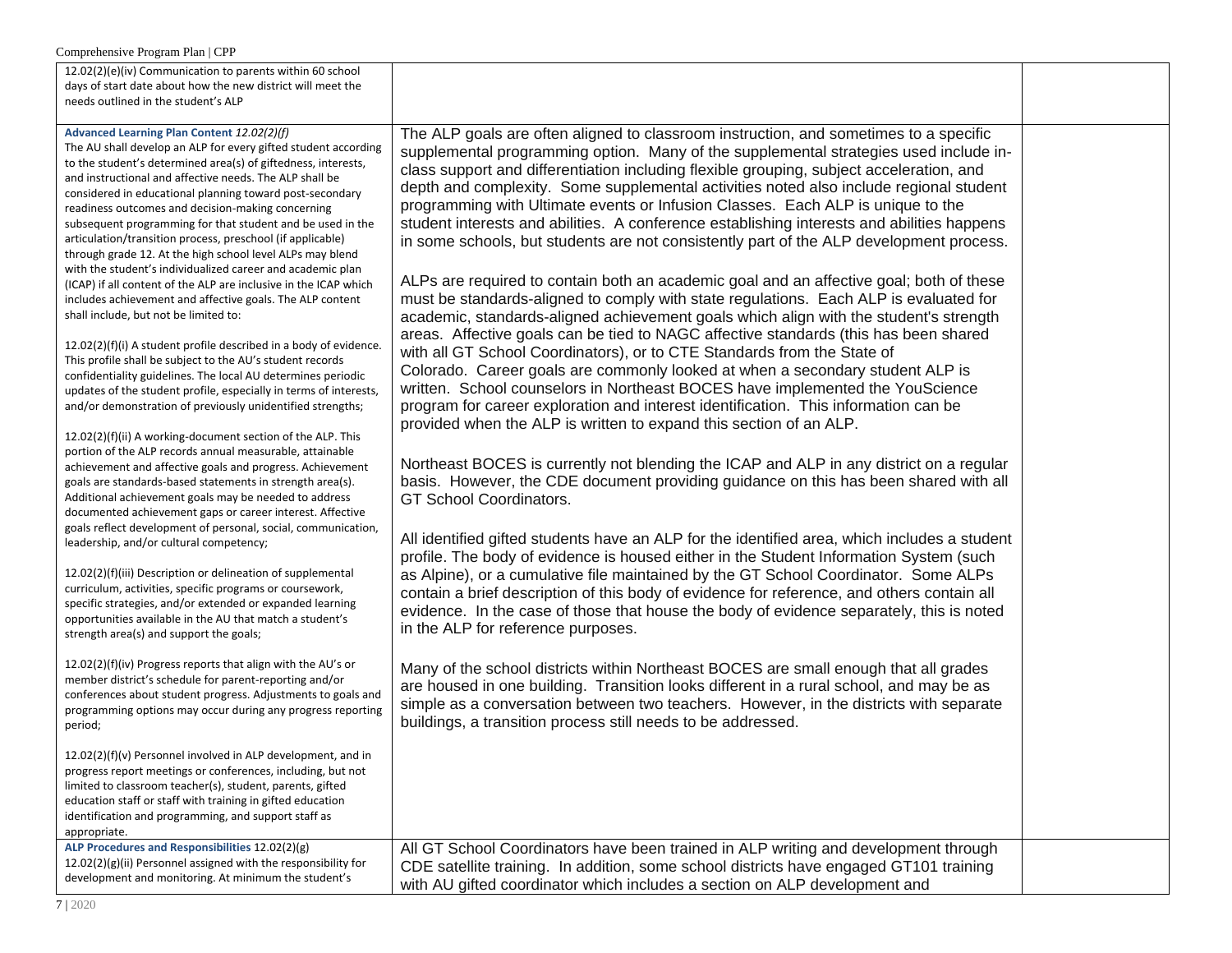| | | |
|---|---|---|
| 12.02(2)(e)(iv) Communication to parents within 60 school days of start date about how the new district will meet the needs outlined in the student's ALP | | |
| **Advanced Learning Plan Content** *12.02(2)(f)*<br>The AU shall develop an ALP for every gifted student according to the student's determined area(s) of giftedness, interests, and instructional and affective needs. The ALP shall be considered in educational planning toward post-secondary readiness outcomes and decision-making concerning subsequent programming for that student and be used in the articulation/transition process, preschool (if applicable) through grade 12. At the high school level ALPs may blend with the student's individualized career and academic plan (ICAP) if all content of the ALP are inclusive in the ICAP which includes achievement and affective goals. The ALP content shall include, but not be limited to:<br><br>12.02(2)(f)(i) A student profile described in a body of evidence. This profile shall be subject to the AU's student records confidentiality guidelines. The local AU determines periodic updates of the student profile, especially in terms of interests, and/or demonstration of previously unidentified strengths;<br><br>12.02(2)(f)(ii) A working-document section of the ALP. This portion of the ALP records annual measurable, attainable achievement and affective goals and progress. Achievement goals are standards-based statements in strength area(s). Additional achievement goals may be needed to address documented achievement gaps or career interest. Affective goals reflect development of personal, social, communication, leadership, and/or cultural competency;<br><br>12.02(2)(f)(iii) Description or delineation of supplemental curriculum, activities, specific programs or coursework, specific strategies, and/or extended or expanded learning opportunities available in the AU that match a student's strength area(s) and support the goals;<br><br>12.02(2)(f)(iv) Progress reports that align with the AU's or member district's schedule for parent-reporting and/or conferences about student progress. Adjustments to goals and programming options may occur during any progress reporting period;<br><br>12.02(2)(f)(v) Personnel involved in ALP development, and in progress report meetings or conferences, including, but not limited to classroom teacher(s), student, parents, gifted education staff or staff with training in gifted education identification and programming, and support staff as appropriate. | The ALP goals are often aligned to classroom instruction, and sometimes to a specific supplemental programming option. Many of the supplemental strategies used include in-class support and differentiation including flexible grouping, subject acceleration, and depth and complexity. Some supplemental activities noted also include regional student programming with Ultimate events or Infusion Classes. Each ALP is unique to the student interests and abilities. A conference establishing interests and abilities happens in some schools, but students are not consistently part of the ALP development process.<br><br>ALPs are required to contain both an academic goal and an affective goal; both of these must be standards-aligned to comply with state regulations. Each ALP is evaluated for academic, standards-aligned achievement goals which align with the student's strength areas. Affective goals can be tied to NAGC affective standards (this has been shared with all GT School Coordinators), or to CTE Standards from the State of Colorado. Career goals are commonly looked at when a secondary student ALP is written. School counselors in Northeast BOCES have implemented the YouScience program for career exploration and interest identification. This information can be provided when the ALP is written to expand this section of an ALP.<br><br>Northeast BOCES is currently not blending the ICAP and ALP in any district on a regular basis. However, the CDE document providing guidance on this has been shared with all GT School Coordinators.<br><br>All identified gifted students have an ALP for the identified area, which includes a student profile. The body of evidence is housed either in the Student Information System (such as Alpine), or a cumulative file maintained by the GT School Coordinator. Some ALPs contain a brief description of this body of evidence for reference, and others contain all evidence. In the case of those that house the body of evidence separately, this is noted in the ALP for reference purposes.<br><br>Many of the school districts within Northeast BOCES are small enough that all grades are housed in one building. Transition looks different in a rural school, and may be as simple as a conversation between two teachers. However, in the districts with separate buildings, a transition process still needs to be addressed. | |
| **ALP Procedures and Responsibilities** 12.02(2)(g)<br>12.02(2)(g)(ii) Personnel assigned with the responsibility for development and monitoring. At minimum the student's | All GT School Coordinators have been trained in ALP writing and development through CDE satellite training. In addition, some school districts have engaged GT101 training with AU gifted coordinator which includes a section on ALP development and | |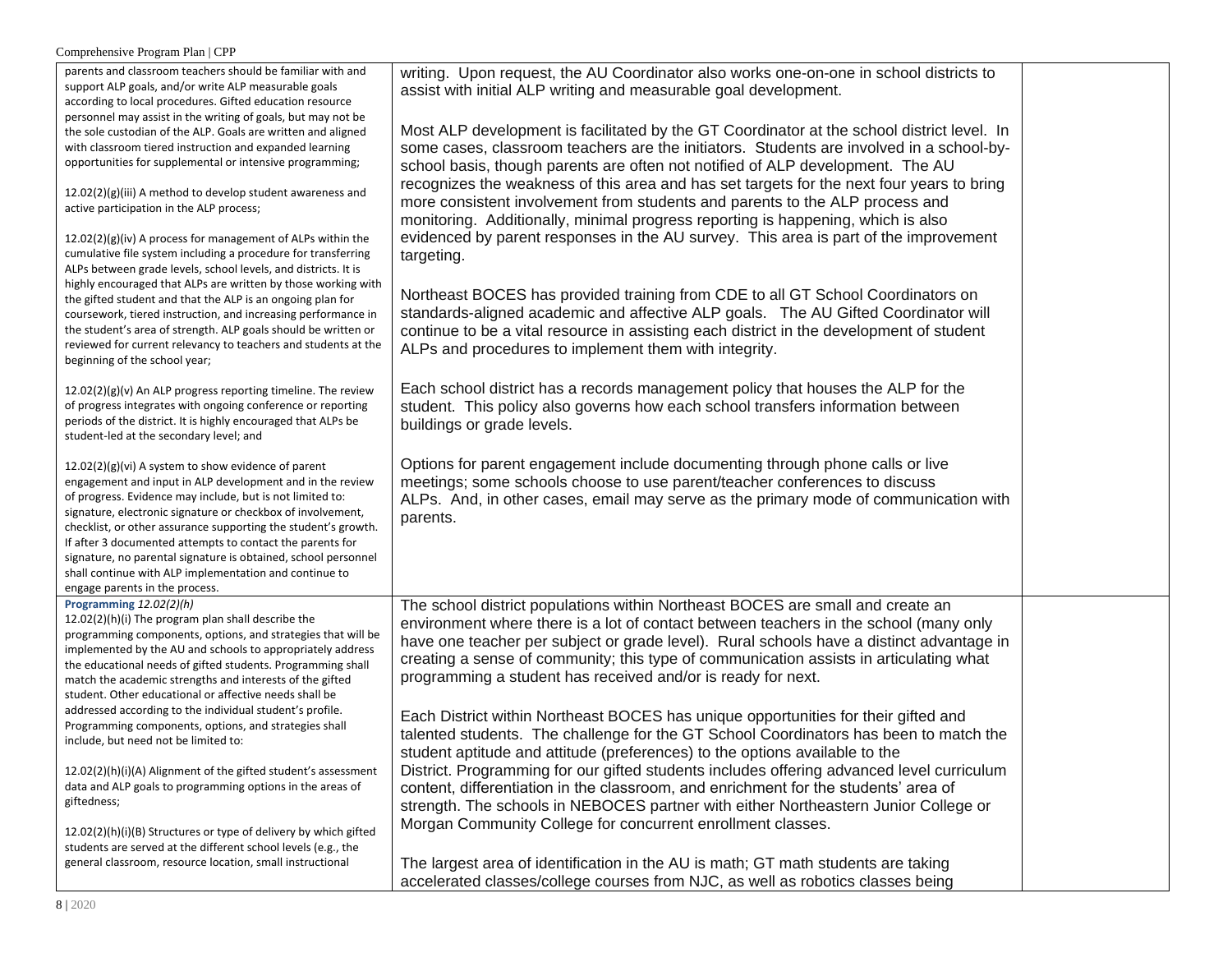| | | |
|---|---|---|
| parents and classroom teachers should be familiar with and support ALP goals, and/or write ALP measurable goals according to local procedures. Gifted education resource personnel may assist in the writing of goals, but may not be the sole custodian of the ALP. Goals are written and aligned with classroom tiered instruction and expanded learning opportunities for supplemental or intensive programming;<br><br>12.02(2)(g)(iii) A method to develop student awareness and active participation in the ALP process;<br><br>12.02(2)(g)(iv) A process for management of ALPs within the cumulative file system including a procedure for transferring ALPs between grade levels, school levels, and districts. It is highly encouraged that ALPs are written by those working with the gifted student and that the ALP is an ongoing plan for coursework, tiered instruction, and increasing performance in the student's area of strength. ALP goals should be written or reviewed for current relevancy to teachers and students at the beginning of the school year;<br><br>12.02(2)(g)(v) An ALP progress reporting timeline. The review of progress integrates with ongoing conference or reporting periods of the district. It is highly encouraged that ALPs be student-led at the secondary level; and<br><br>12.02(2)(g)(vi) A system to show evidence of parent engagement and input in ALP development and in the review of progress. Evidence may include, but is not limited to: signature, electronic signature or checkbox of involvement, checklist, or other assurance supporting the student's growth. If after 3 documented attempts to contact the parents for signature, no parental signature is obtained, school personnel shall continue with ALP implementation and continue to engage parents in the process. | writing. Upon request, the AU Coordinator also works one-on-one in school districts to assist with initial ALP writing and measurable goal development.<br><br>Most ALP development is facilitated by the GT Coordinator at the school district level. In some cases, classroom teachers are the initiators. Students are involved in a school-by-school basis, though parents are often not notified of ALP development. The AU recognizes the weakness of this area and has set targets for the next four years to bring more consistent involvement from students and parents to the ALP process and monitoring. Additionally, minimal progress reporting is happening, which is also evidenced by parent responses in the AU survey. This area is part of the improvement targeting.<br><br>Northeast BOCES has provided training from CDE to all GT School Coordinators on standards-aligned academic and affective ALP goals. The AU Gifted Coordinator will continue to be a vital resource in assisting each district in the development of student ALPs and procedures to implement them with integrity.<br><br>Each school district has a records management policy that houses the ALP for the student. This policy also governs how each school transfers information between buildings or grade levels.<br><br>Options for parent engagement include documenting through phone calls or live meetings; some schools choose to use parent/teacher conferences to discuss ALPs. And, in other cases, email may serve as the primary mode of communication with parents. | |
| **Programming** *12.02(2)(h)*<br>12.02(2)(h)(i) The program plan shall describe the programming components, options, and strategies that will be implemented by the AU and schools to appropriately address the educational needs of gifted students. Programming shall match the academic strengths and interests of the gifted student. Other educational or affective needs shall be addressed according to the individual student's profile. Programming components, options, and strategies shall include, but need not be limited to:<br><br>12.02(2)(h)(i)(A) Alignment of the gifted student's assessment data and ALP goals to programming options in the areas of giftedness;<br><br>12.02(2)(h)(i)(B) Structures or type of delivery by which gifted students are served at the different school levels (e.g., the general classroom, resource location, small instructional | The school district populations within Northeast BOCES are small and create an environment where there is a lot of contact between teachers in the school (many only have one teacher per subject or grade level). Rural schools have a distinct advantage in creating a sense of community; this type of communication assists in articulating what programming a student has received and/or is ready for next.<br><br>Each District within Northeast BOCES has unique opportunities for their gifted and talented students. The challenge for the GT School Coordinators has been to match the student aptitude and attitude (preferences) to the options available to the District. Programming for our gifted students includes offering advanced level curriculum content, differentiation in the classroom, and enrichment for the students' area of strength. The schools in NEBOCES partner with either Northeastern Junior College or Morgan Community College for concurrent enrollment classes.<br><br>The largest area of identification in the AU is math; GT math students are taking accelerated classes/college courses from NJC, as well as robotics classes being | |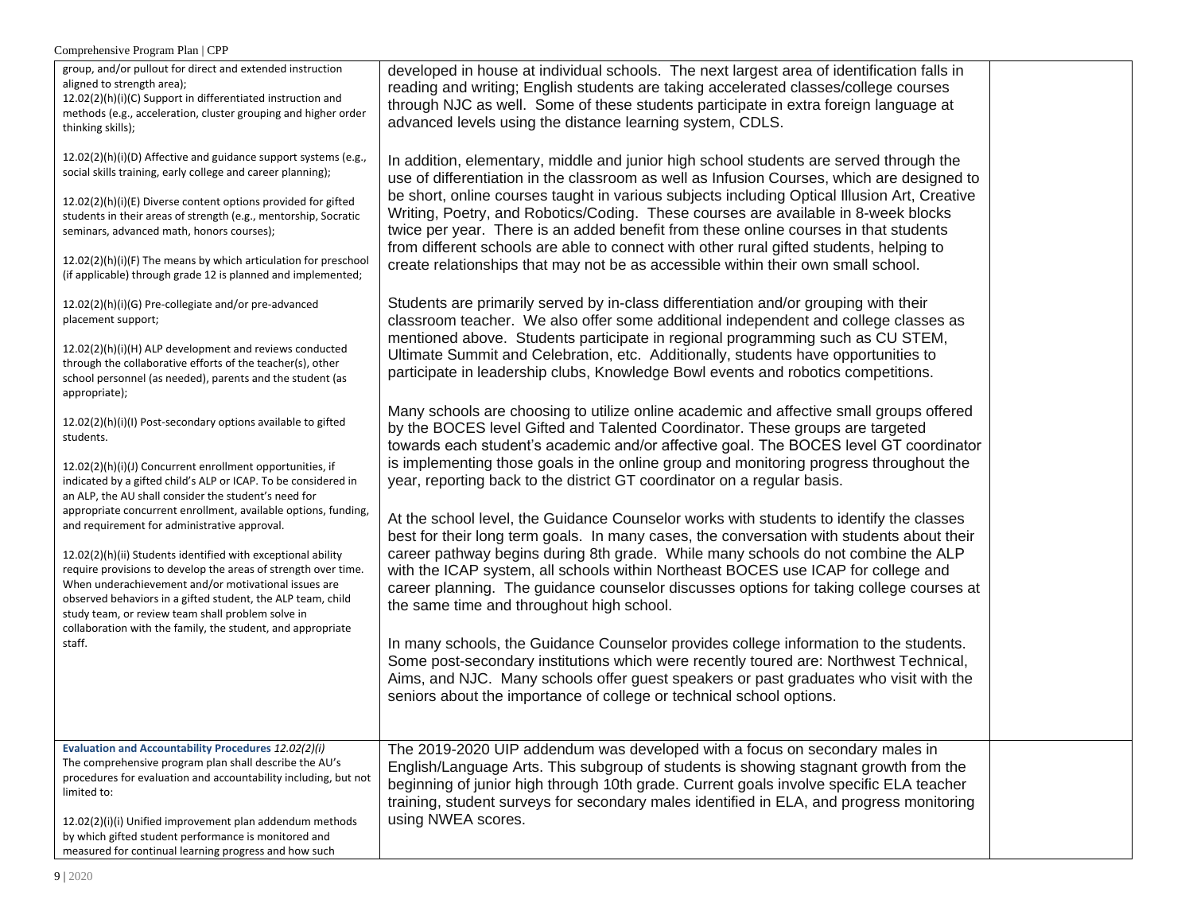| | | |
|---|---|---|
| group, and/or pullout for direct and extended instruction aligned to strength area);<br>12.02(2)(h)(i)(C) Support in differentiated instruction and methods (e.g., acceleration, cluster grouping and higher order thinking skills);<br><br>12.02(2)(h)(i)(D) Affective and guidance support systems (e.g., social skills training, early college and career planning);<br><br>12.02(2)(h)(i)(E) Diverse content options provided for gifted students in their areas of strength (e.g., mentorship, Socratic seminars, advanced math, honors courses);<br><br>12.02(2)(h)(i)(F) The means by which articulation for preschool (if applicable) through grade 12 is planned and implemented;<br><br>12.02(2)(h)(i)(G) Pre-collegiate and/or pre-advanced placement support;<br><br>12.02(2)(h)(i)(H) ALP development and reviews conducted through the collaborative efforts of the teacher(s), other school personnel (as needed), parents and the student (as appropriate);<br><br>12.02(2)(h)(i)(I) Post-secondary options available to gifted students.<br><br>12.02(2)(h)(i)(J) Concurrent enrollment opportunities, if indicated by a gifted child's ALP or ICAP. To be considered in an ALP, the AU shall consider the student's need for appropriate concurrent enrollment, available options, funding, and requirement for administrative approval.<br><br>12.02(2)(h)(ii) Students identified with exceptional ability require provisions to develop the areas of strength over time. When underachievement and/or motivational issues are observed behaviors in a gifted student, the ALP team, child study team, or review team shall problem solve in collaboration with the family, the student, and appropriate staff. | developed in house at individual schools. The next largest area of identification falls in reading and writing; English students are taking accelerated classes/college courses through NJC as well. Some of these students participate in extra foreign language at advanced levels using the distance learning system, CDLS.<br><br>In addition, elementary, middle and junior high school students are served through the use of differentiation in the classroom as well as Infusion Courses, which are designed to be short, online courses taught in various subjects including Optical Illusion Art, Creative Writing, Poetry, and Robotics/Coding. These courses are available in 8-week blocks twice per year. There is an added benefit from these online courses in that students from different schools are able to connect with other rural gifted students, helping to create relationships that may not be as accessible within their own small school.<br><br>Students are primarily served by in-class differentiation and/or grouping with their classroom teacher. We also offer some additional independent and college classes as mentioned above. Students participate in regional programming such as CU STEM, Ultimate Summit and Celebration, etc. Additionally, students have opportunities to participate in leadership clubs, Knowledge Bowl events and robotics competitions.<br><br>Many schools are choosing to utilize online academic and affective small groups offered by the BOCES level Gifted and Talented Coordinator. These groups are targeted towards each student's academic and/or affective goal. The BOCES level GT coordinator is implementing those goals in the online group and monitoring progress throughout the year, reporting back to the district GT coordinator on a regular basis.<br><br>At the school level, the Guidance Counselor works with students to identify the classes best for their long term goals. In many cases, the conversation with students about their career pathway begins during 8th grade. While many schools do not combine the ALP with the ICAP system, all schools within Northeast BOCES use ICAP for college and career planning. The guidance counselor discusses options for taking college courses at the same time and throughout high school.<br><br>In many schools, the Guidance Counselor provides college information to the students. Some post-secondary institutions which were recently toured are: Northwest Technical, Aims, and NJC. Many schools offer guest speakers or past graduates who visit with the seniors about the importance of college or technical school options. | |
| **Evaluation and Accountability Procedures** *12.02(2)(i)*<br>The comprehensive program plan shall describe the AU's procedures for evaluation and accountability including, but not limited to:<br><br>12.02(2)(i)(i) Unified improvement plan addendum methods by which gifted student performance is monitored and measured for continual learning progress and how such | The 2019-2020 UIP addendum was developed with a focus on secondary males in English/Language Arts. This subgroup of students is showing stagnant growth from the beginning of junior high through 10th grade. Current goals involve specific ELA teacher training, student surveys for secondary males identified in ELA, and progress monitoring using NWEA scores. | |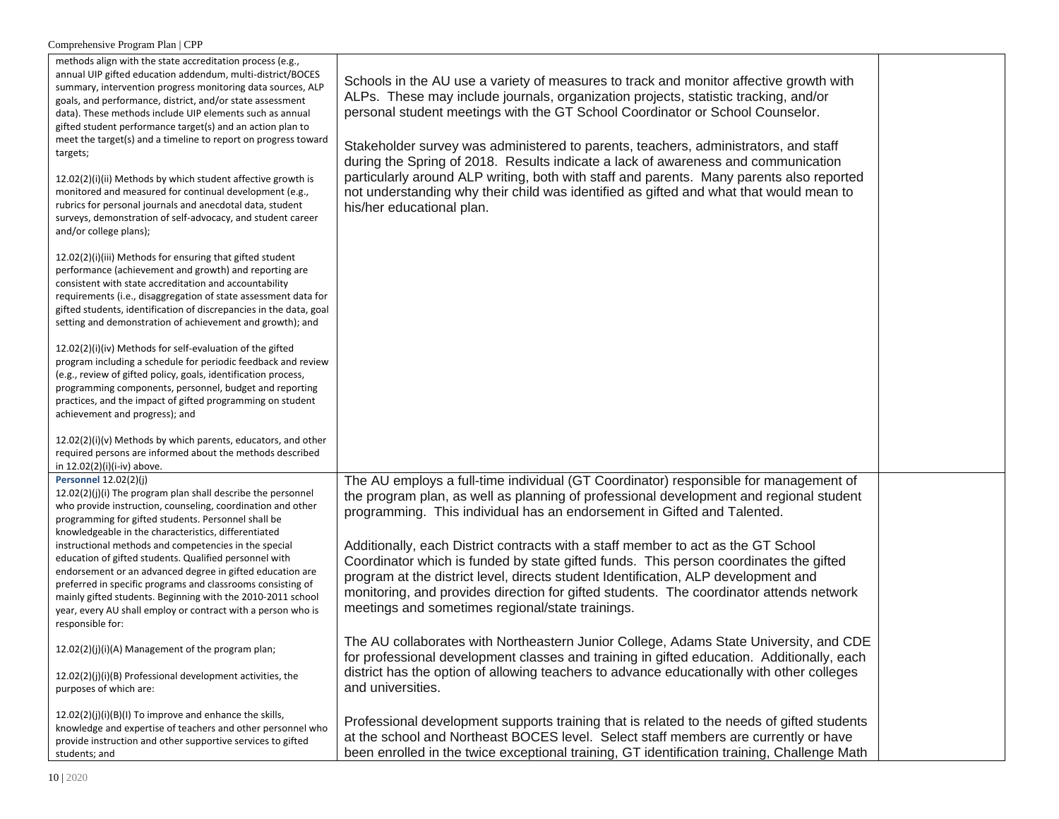| | | |
|---|---|---|
| methods align with the state accreditation process (e.g., annual UIP gifted education addendum, multi-district/BOCES summary, intervention progress monitoring data sources, ALP goals, and performance, district, and/or state assessment data). These methods include UIP elements such as annual gifted student performance target(s) and an action plan to meet the target(s) and a timeline to report on progress toward targets;<br><br>12.02(2)(i)(ii) Methods by which student affective growth is monitored and measured for continual development (e.g., rubrics for personal journals and anecdotal data, student surveys, demonstration of self-advocacy, and student career and/or college plans);<br><br>12.02(2)(i)(iii) Methods for ensuring that gifted student performance (achievement and growth) and reporting are consistent with state accreditation and accountability requirements (i.e., disaggregation of state assessment data for gifted students, identification of discrepancies in the data, goal setting and demonstration of achievement and growth); and<br><br>12.02(2)(i)(iv) Methods for self-evaluation of the gifted program including a schedule for periodic feedback and review (e.g., review of gifted policy, goals, identification process, programming components, personnel, budget and reporting practices, and the impact of gifted programming on student achievement and progress); and<br><br>12.02(2)(i)(v) Methods by which parents, educators, and other required persons are informed about the methods described in 12.02(2)(i)(i-iv) above. | Schools in the AU use a variety of measures to track and monitor affective growth with ALPs. These may include journals, organization projects, statistic tracking, and/or personal student meetings with the GT School Coordinator or School Counselor.<br><br>Stakeholder survey was administered to parents, teachers, administrators, and staff during the Spring of 2018. Results indicate a lack of awareness and communication particularly around ALP writing, both with staff and parents. Many parents also reported not understanding why their child was identified as gifted and what that would mean to his/her educational plan. | |
| **Personnel** 12.02(2)(j)<br>12.02(2)(j)(i) The program plan shall describe the personnel who provide instruction, counseling, coordination and other programming for gifted students. Personnel shall be knowledgeable in the characteristics, differentiated instructional methods and competencies in the special education of gifted students. Qualified personnel with endorsement or an advanced degree in gifted education are preferred in specific programs and classrooms consisting of mainly gifted students. Beginning with the 2010-2011 school year, every AU shall employ or contract with a person who is responsible for:<br><br>12.02(2)(j)(i)(A) Management of the program plan;<br><br>12.02(2)(j)(i)(B) Professional development activities, the purposes of which are:<br><br>12.02(2)(j)(i)(B)(I) To improve and enhance the skills, knowledge and expertise of teachers and other personnel who provide instruction and other supportive services to gifted students; and | The AU employs a full-time individual (GT Coordinator) responsible for management of the program plan, as well as planning of professional development and regional student programming. This individual has an endorsement in Gifted and Talented.<br><br>Additionally, each District contracts with a staff member to act as the GT School Coordinator which is funded by state gifted funds. This person coordinates the gifted program at the district level, directs student Identification, ALP development and monitoring, and provides direction for gifted students. The coordinator attends network meetings and sometimes regional/state trainings.<br><br>The AU collaborates with Northeastern Junior College, Adams State University, and CDE for professional development classes and training in gifted education. Additionally, each district has the option of allowing teachers to advance educationally with other colleges and universities.<br><br>Professional development supports training that is related to the needs of gifted students at the school and Northeast BOCES level. Select staff members are currently or have been enrolled in the twice exceptional training, GT identification training, Challenge Math | |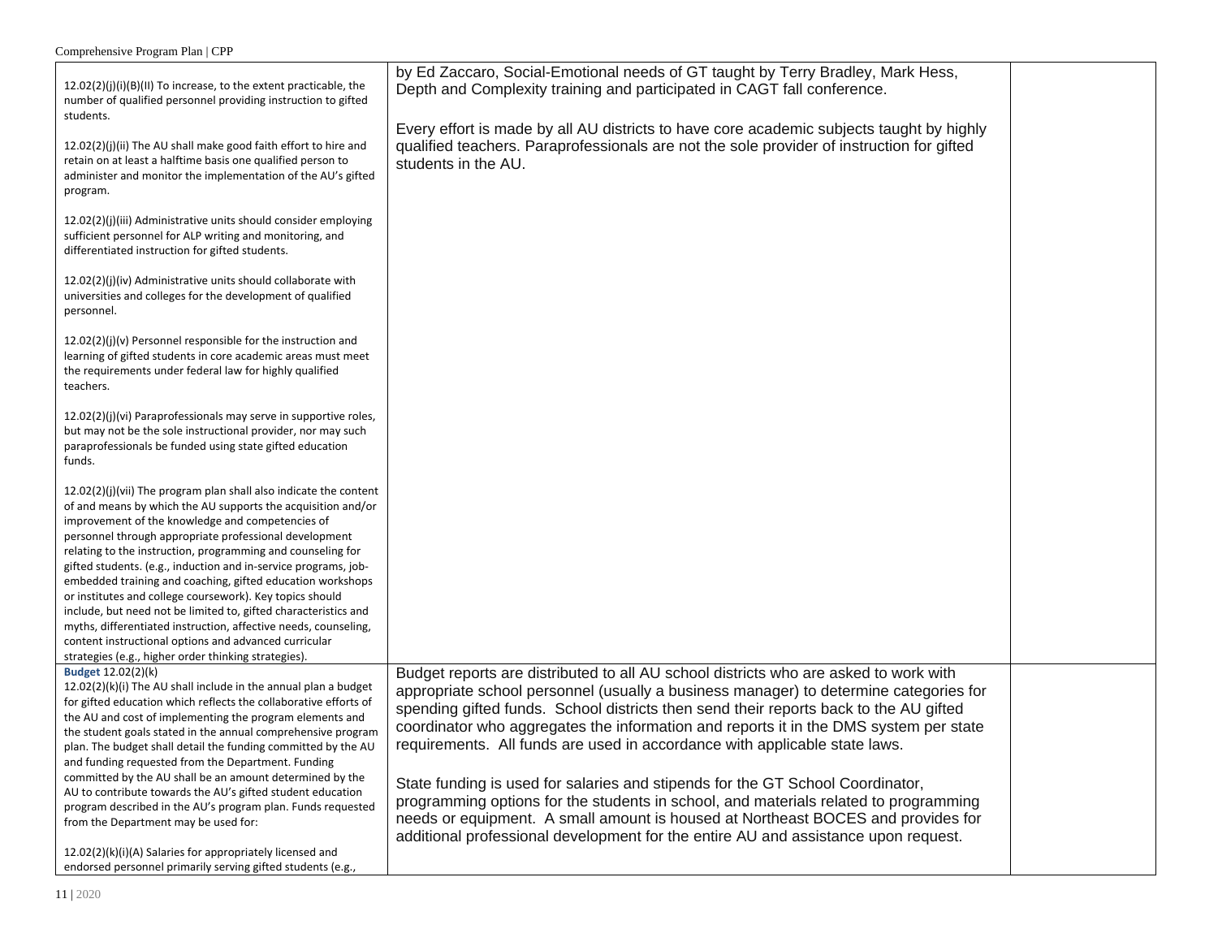| | | |
|---|---|---|
| 12.02(2)(j)(i)(B)(II) To increase, to the extent practicable, the number of qualified personnel providing instruction to gifted students.<br><br>12.02(2)(j)(ii) The AU shall make good faith effort to hire and retain on at least a halftime basis one qualified person to administer and monitor the implementation of the AU's gifted program.<br><br>12.02(2)(j)(iii) Administrative units should consider employing sufficient personnel for ALP writing and monitoring, and differentiated instruction for gifted students.<br><br>12.02(2)(j)(iv) Administrative units should collaborate with universities and colleges for the development of qualified personnel.<br><br>12.02(2)(j)(v) Personnel responsible for the instruction and learning of gifted students in core academic areas must meet the requirements under federal law for highly qualified teachers.<br><br>12.02(2)(j)(vi) Paraprofessionals may serve in supportive roles, but may not be the sole instructional provider, nor may such paraprofessionals be funded using state gifted education funds.<br><br>12.02(2)(j)(vii) The program plan shall also indicate the content of and means by which the AU supports the acquisition and/or improvement of the knowledge and competencies of personnel through appropriate professional development relating to the instruction, programming and counseling for gifted students. (e.g., induction and in-service programs, job-embedded training and coaching, gifted education workshops or institutes and college coursework). Key topics should include, but need not be limited to, gifted characteristics and myths, differentiated instruction, affective needs, counseling, content instructional options and advanced curricular strategies (e.g., higher order thinking strategies). | by Ed Zaccaro, Social-Emotional needs of GT taught by Terry Bradley, Mark Hess, Depth and Complexity training and participated in CAGT fall conference.<br><br>Every effort is made by all AU districts to have core academic subjects taught by highly qualified teachers. Paraprofessionals are not the sole provider of instruction for gifted students in the AU. | |
| **Budget** 12.02(2)(k)<br>12.02(2)(k)(i) The AU shall include in the annual plan a budget for gifted education which reflects the collaborative efforts of the AU and cost of implementing the program elements and the student goals stated in the annual comprehensive program plan. The budget shall detail the funding committed by the AU and funding requested from the Department. Funding committed by the AU shall be an amount determined by the AU to contribute towards the AU's gifted student education program described in the AU's program plan. Funds requested from the Department may be used for:<br><br>12.02(2)(k)(i)(A) Salaries for appropriately licensed and endorsed personnel primarily serving gifted students (e.g., | Budget reports are distributed to all AU school districts who are asked to work with appropriate school personnel (usually a business manager) to determine categories for spending gifted funds. School districts then send their reports back to the AU gifted coordinator who aggregates the information and reports it in the DMS system per state requirements. All funds are used in accordance with applicable state laws.<br><br>State funding is used for salaries and stipends for the GT School Coordinator, programming options for the students in school, and materials related to programming needs or equipment. A small amount is housed at Northeast BOCES and provides for additional professional development for the entire AU and assistance upon request. | |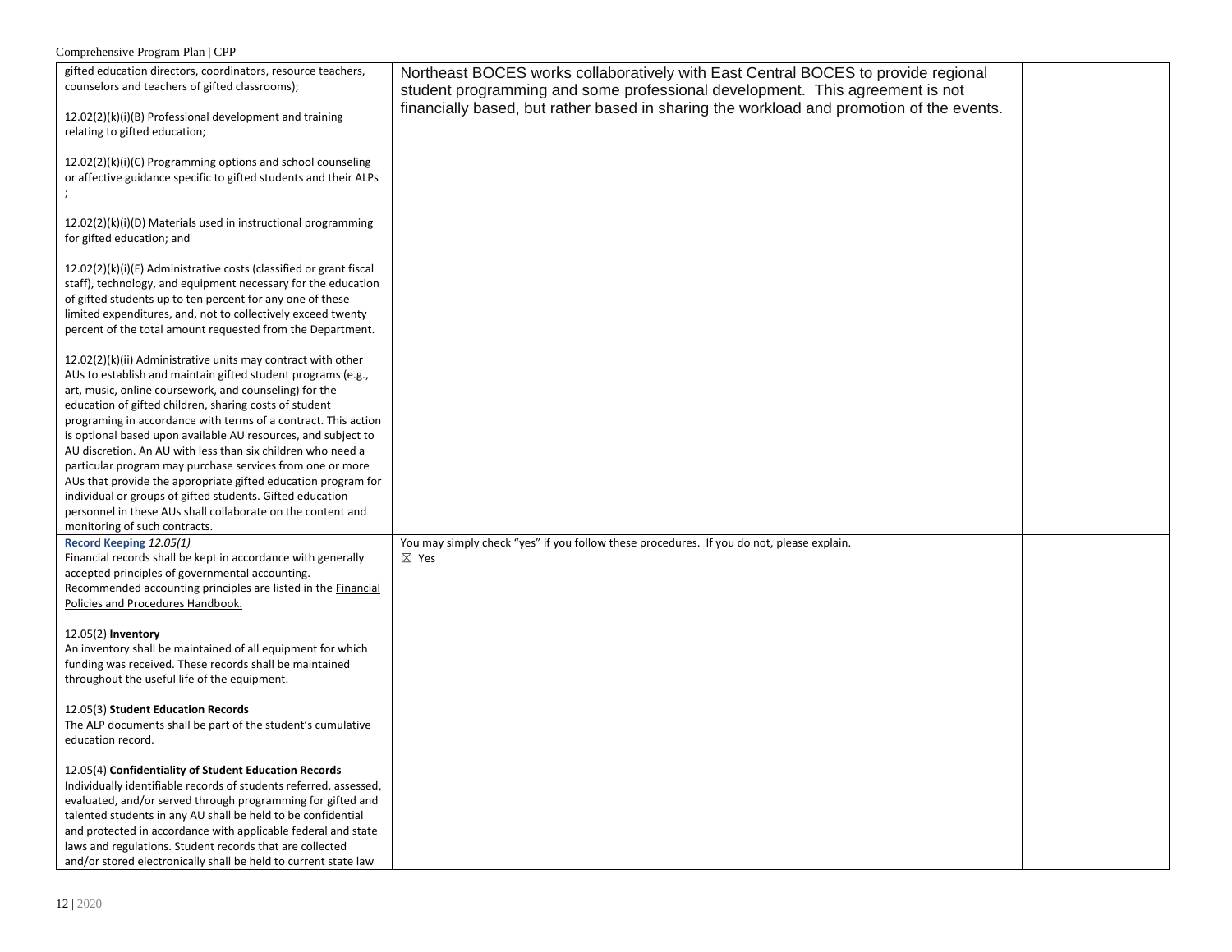| | | |
|---|---|---|
| gifted education directors, coordinators, resource teachers, counselors and teachers of gifted classrooms);<br><br>12.02(2)(k)(i)(B) Professional development and training relating to gifted education;<br><br>12.02(2)(k)(i)(C) Programming options and school counseling or affective guidance specific to gifted students and their ALPs ;<br><br>12.02(2)(k)(i)(D) Materials used in instructional programming for gifted education; and<br><br>12.02(2)(k)(i)(E) Administrative costs (classified or grant fiscal staff), technology, and equipment necessary for the education of gifted students up to ten percent for any one of these limited expenditures, and, not to collectively exceed twenty percent of the total amount requested from the Department.<br><br>12.02(2)(k)(ii) Administrative units may contract with other AUs to establish and maintain gifted student programs (e.g., art, music, online coursework, and counseling) for the education of gifted children, sharing costs of student programing in accordance with terms of a contract. This action is optional based upon available AU resources, and subject to AU discretion. An AU with less than six children who need a particular program may purchase services from one or more AUs that provide the appropriate gifted education program for individual or groups of gifted students. Gifted education personnel in these AUs shall collaborate on the content and monitoring of such contracts. | Northeast BOCES works collaboratively with East Central BOCES to provide regional student programming and some professional development. This agreement is not financially based, but rather based in sharing the workload and promotion of the events. | |
| **Record Keeping** *12.05(1)*<br>Financial records shall be kept in accordance with generally accepted principles of governmental accounting. Recommended accounting principles are listed in the Financial Policies and Procedures Handbook.<br><br>12.05(2) **Inventory**<br>An inventory shall be maintained of all equipment for which funding was received. These records shall be maintained throughout the useful life of the equipment.<br><br>12.05(3) **Student Education Records**<br>The ALP documents shall be part of the student's cumulative education record.<br><br>12.05(4) **Confidentiality of Student Education Records**<br>Individually identifiable records of students referred, assessed, evaluated, and/or served through programming for gifted and talented students in any AU shall be held to be confidential and protected in accordance with applicable federal and state laws and regulations. Student records that are collected and/or stored electronically shall be held to current state law | You may simply check "yes" if you follow these procedures. If you do not, please explain.<br>☒ Yes | |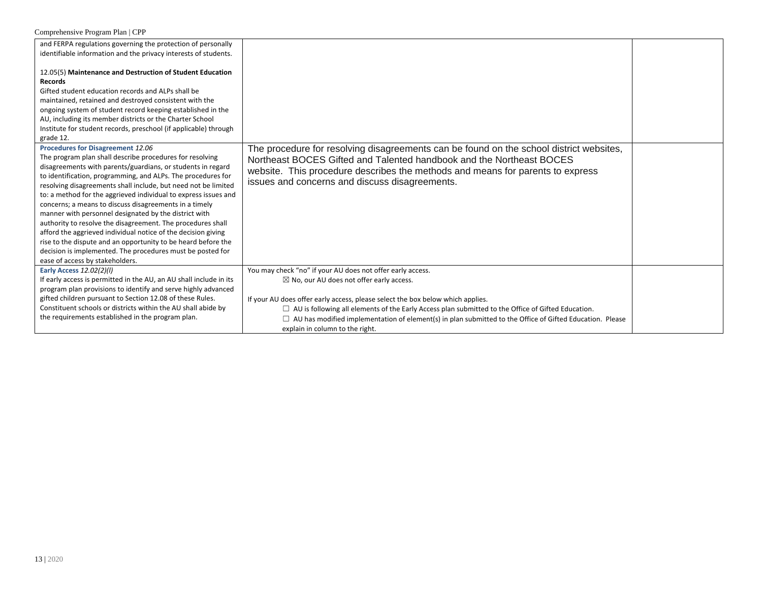| | | |
|---|---|---|
| and FERPA regulations governing the protection of personally identifiable information and the privacy interests of students.<br><br>12.05(5) **Maintenance and Destruction of Student Education Records**<br>Gifted student education records and ALPs shall be maintained, retained and destroyed consistent with the ongoing system of student record keeping established in the AU, including its member districts or the Charter School Institute for student records, preschool (if applicable) through grade 12. | | |
| **Procedures for Disagreement** *12.06*<br>The program plan shall describe procedures for resolving disagreements with parents/guardians, or students in regard to identification, programming, and ALPs. The procedures for resolving disagreements shall include, but need not be limited to: a method for the aggrieved individual to express issues and concerns; a means to discuss disagreements in a timely manner with personnel designated by the district with authority to resolve the disagreement. The procedures shall afford the aggrieved individual notice of the decision giving rise to the dispute and an opportunity to be heard before the decision is implemented. The procedures must be posted for ease of access by stakeholders. | The procedure for resolving disagreements can be found on the school district websites, Northeast BOCES Gifted and Talented handbook and the Northeast BOCES website. This procedure describes the methods and means for parents to express issues and concerns and discuss disagreements. | |
| **Early Access** *12.02(2)(l)*<br>If early access is permitted in the AU, an AU shall include in its program plan provisions to identify and serve highly advanced gifted children pursuant to Section 12.08 of these Rules. Constituent schools or districts within the AU shall abide by the requirements established in the program plan. | You may check "no" if your AU does not offer early access.<br>☒ No, our AU does not offer early access.<br><br>If your AU does offer early access, please select the box below which applies.<br>☐ AU is following all elements of the Early Access plan submitted to the Office of Gifted Education.<br>☐ AU has modified implementation of element(s) in plan submitted to the Office of Gifted Education. Please explain in column to the right. | |